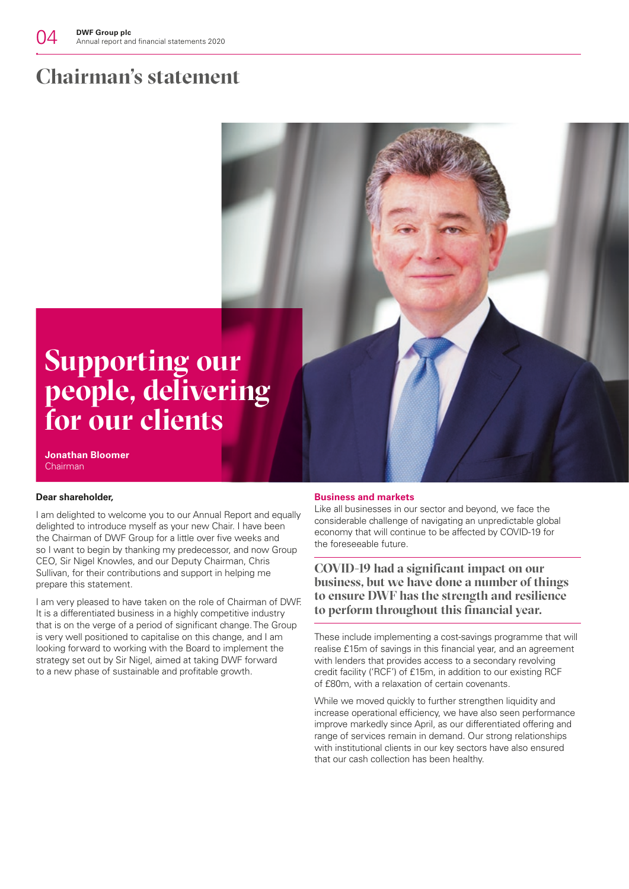# Chairman's statement

## Supporting our people, delivering for our clients

**Jonathan Bloomer**
Chairman

**Dear shareholder,**

I am delighted to welcome you to our Annual Report and equally delighted to introduce myself as your new Chair. I have been the Chairman of DWF Group for a little over five weeks and so I want to begin by thanking my predecessor, and now Group CEO, Sir Nigel Knowles, and our Deputy Chairman, Chris Sullivan, for their contributions and support in helping me prepare this statement.

I am very pleased to have taken on the role of Chairman of DWF. It is a differentiated business in a highly competitive industry that is on the verge of a period of significant change. The Group is very well positioned to capitalise on this change, and I am looking forward to working with the Board to implement the strategy set out by Sir Nigel, aimed at taking DWF forward to a new phase of sustainable and profitable growth.

### Business and markets

Like all businesses in our sector and beyond, we face the considerable challenge of navigating an unpredictable global economy that will continue to be affected by COVID-19 for the foreseeable future.

**COVID-19 had a significant impact on our business, but we have done a number of things to ensure DWF has the strength and resilience to perform throughout this financial year.**

These include implementing a cost-savings programme that will realise £15m of savings in this financial year, and an agreement with lenders that provides access to a secondary revolving credit facility ('RCF') of £15m, in addition to our existing RCF of £80m, with a relaxation of certain covenants.

While we moved quickly to further strengthen liquidity and increase operational efficiency, we have also seen performance improve markedly since April, as our differentiated offering and range of services remain in demand. Our strong relationships with institutional clients in our key sectors have also ensured that our cash collection has been healthy.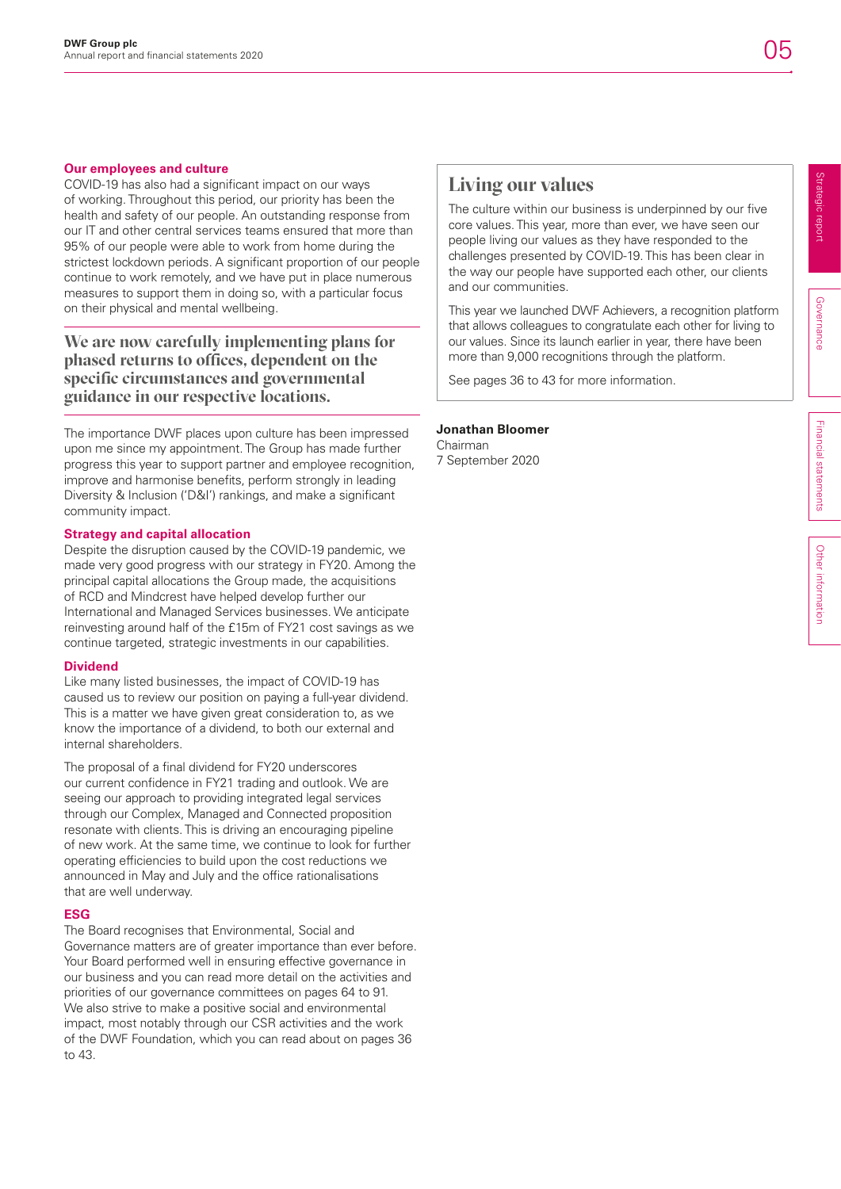### Our employees and culture

COVID-19 has also had a significant impact on our ways of working. Throughout this period, our priority has been the health and safety of our people. An outstanding response from our IT and other central services teams ensured that more than 95% of our people were able to work from home during the strictest lockdown periods. A significant proportion of our people continue to work remotely, and we have put in place numerous measures to support them in doing so, with a particular focus on their physical and mental wellbeing.

**We are now carefully implementing plans for phased returns to offices, dependent on the specific circumstances and governmental guidance in our respective locations.**

The importance DWF places upon culture has been impressed upon me since my appointment. The Group has made further progress this year to support partner and employee recognition, improve and harmonise benefits, perform strongly in leading Diversity & Inclusion ('D&I') rankings, and make a significant community impact.

### Strategy and capital allocation

Despite the disruption caused by the COVID-19 pandemic, we made very good progress with our strategy in FY20. Among the principal capital allocations the Group made, the acquisitions of RCD and Mindcrest have helped develop further our International and Managed Services businesses. We anticipate reinvesting around half of the £15m of FY21 cost savings as we continue targeted, strategic investments in our capabilities.

### Dividend

Like many listed businesses, the impact of COVID-19 has caused us to review our position on paying a full-year dividend. This is a matter we have given great consideration to, as we know the importance of a dividend, to both our external and internal shareholders.

The proposal of a final dividend for FY20 underscores our current confidence in FY21 trading and outlook. We are seeing our approach to providing integrated legal services through our Complex, Managed and Connected proposition resonate with clients. This is driving an encouraging pipeline of new work. At the same time, we continue to look for further operating efficiencies to build upon the cost reductions we announced in May and July and the office rationalisations that are well underway.

### ESG

The Board recognises that Environmental, Social and Governance matters are of greater importance than ever before. Your Board performed well in ensuring effective governance in our business and you can read more detail on the activities and priorities of our governance committees on pages 64 to 91. We also strive to make a positive social and environmental impact, most notably through our CSR activities and the work of the DWF Foundation, which you can read about on pages 36 to 43.

## Living our values

The culture within our business is underpinned by our five core values. This year, more than ever, we have seen our people living our values as they have responded to the challenges presented by COVID-19. This has been clear in the way our people have supported each other, our clients and our communities.

This year we launched DWF Achievers, a recognition platform that allows colleagues to congratulate each other for living to our values. Since its launch earlier in year, there have been more than 9,000 recognitions through the platform.

See pages 36 to 43 for more information.

**Jonathan Bloomer**
Chairman
7 September 2020